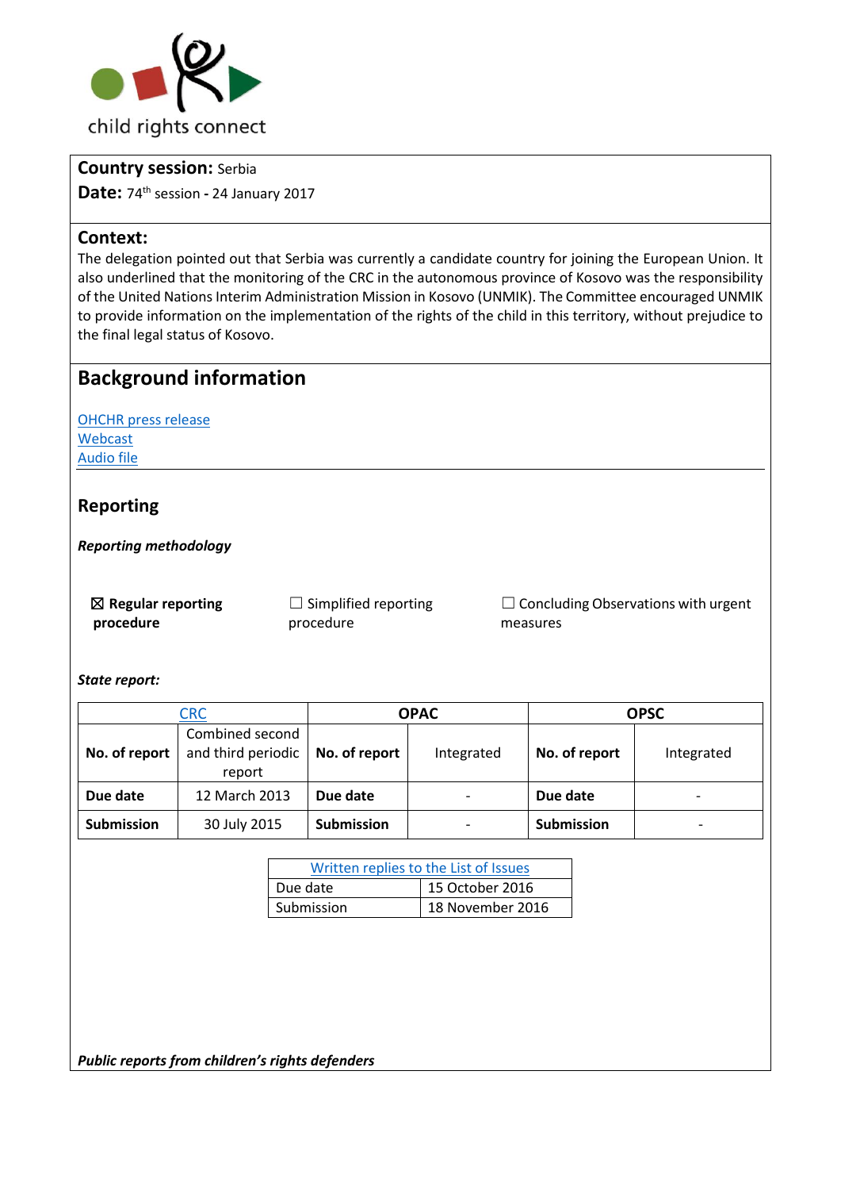child rights connect

**Country session:** Serbia

**Date:** 74th session - 24 January 2017

## Context:

The delegation pointed out that Serbia was currently a candidate country for joining the European Union. It also underlined that the monitoring of the CRC in the autonomous province of Kosovo was the responsibility of the United Nations Interim Administration Mission in Kosovo (UNMIK). The Committee encouraged UNMIK to provide information on the implementation of the rights of the child in this territory, without prejudice to the final legal status of Kosovo.

# Background information

OHCHR press release
Webcast
Audio file

## Reporting

***Reporting methodology***

☒ **Regular reporting procedure**

☐ Simplified reporting procedure

☐ Concluding Observations with urgent measures

***State report:***

| CRC | | OPAC | | OPSC | |
|---|---|---|---|---|---|
| **No. of report** | Combined second and third periodic report | **No. of report** | Integrated | **No. of report** | Integrated |
| **Due date** | 12 March 2013 | **Due date** | - | **Due date** | - |
| **Submission** | 30 July 2015 | **Submission** | - | **Submission** | - |

| Written replies to the List of Issues | |
|---|---|
| Due date | 15 October 2016 |
| Submission | 18 November 2016 |

***Public reports from children's rights defenders***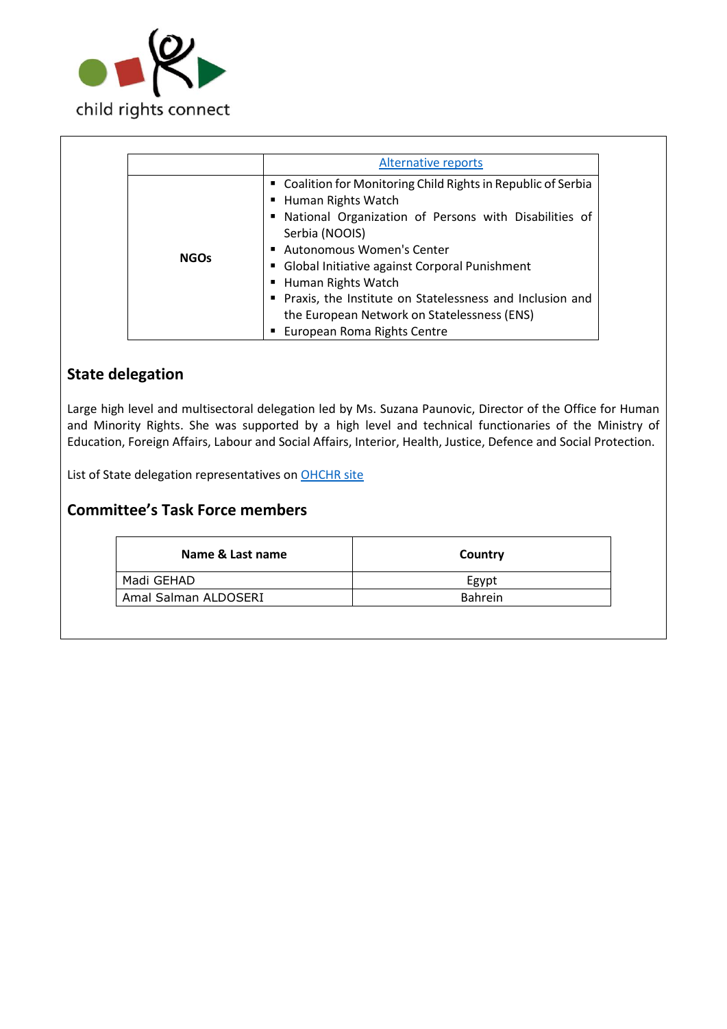| | Alternative reports |
|---|---|
| **NGOs** | ▪ Coalition for Monitoring Child Rights in Republic of Serbia<br>▪ Human Rights Watch<br>▪ National Organization of Persons with Disabilities of Serbia (NOOIS)<br>▪ Autonomous Women's Center<br>▪ Global Initiative against Corporal Punishment<br>▪ Human Rights Watch<br>▪ Praxis, the Institute on Statelessness and Inclusion and the European Network on Statelessness (ENS)<br>▪ European Roma Rights Centre |

## State delegation

Large high level and multisectoral delegation led by Ms. Suzana Paunovic, Director of the Office for Human and Minority Rights. She was supported by a high level and technical functionaries of the Ministry of Education, Foreign Affairs, Labour and Social Affairs, Interior, Health, Justice, Defence and Social Protection.

List of State delegation representatives on OHCHR site

## Committee's Task Force members

| Name & Last name | Country |
|---|---|
| Madi GEHAD | Egypt |
| Amal Salman ALDOSERI | Bahrein |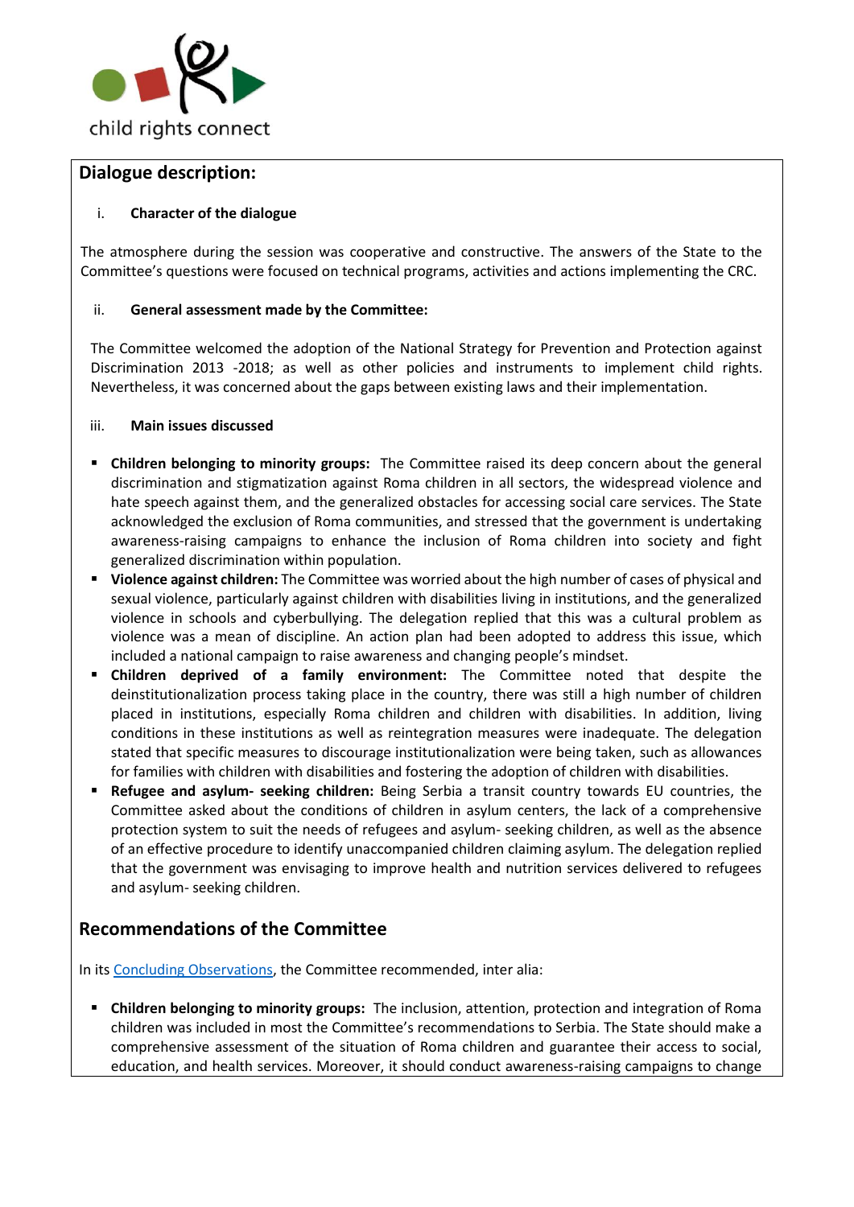## Dialogue description:

i. **Character of the dialogue**

The atmosphere during the session was cooperative and constructive. The answers of the State to the Committee's questions were focused on technical programs, activities and actions implementing the CRC.

ii. **General assessment made by the Committee:**

The Committee welcomed the adoption of the National Strategy for Prevention and Protection against Discrimination 2013 -2018; as well as other policies and instruments to implement child rights. Nevertheless, it was concerned about the gaps between existing laws and their implementation.

iii. **Main issues discussed**

- **Children belonging to minority groups:** The Committee raised its deep concern about the general discrimination and stigmatization against Roma children in all sectors, the widespread violence and hate speech against them, and the generalized obstacles for accessing social care services. The State acknowledged the exclusion of Roma communities, and stressed that the government is undertaking awareness-raising campaigns to enhance the inclusion of Roma children into society and fight generalized discrimination within population.
- **Violence against children:** The Committee was worried about the high number of cases of physical and sexual violence, particularly against children with disabilities living in institutions, and the generalized violence in schools and cyberbullying. The delegation replied that this was a cultural problem as violence was a mean of discipline. An action plan had been adopted to address this issue, which included a national campaign to raise awareness and changing people's mindset.
- **Children deprived of a family environment:** The Committee noted that despite the deinstitutionalization process taking place in the country, there was still a high number of children placed in institutions, especially Roma children and children with disabilities. In addition, living conditions in these institutions as well as reintegration measures were inadequate. The delegation stated that specific measures to discourage institutionalization were being taken, such as allowances for families with children with disabilities and fostering the adoption of children with disabilities.
- **Refugee and asylum- seeking children:** Being Serbia a transit country towards EU countries, the Committee asked about the conditions of children in asylum centers, the lack of a comprehensive protection system to suit the needs of refugees and asylum- seeking children, as well as the absence of an effective procedure to identify unaccompanied children claiming asylum. The delegation replied that the government was envisaging to improve health and nutrition services delivered to refugees and asylum- seeking children.

## Recommendations of the Committee

In its Concluding Observations, the Committee recommended, inter alia:

- **Children belonging to minority groups:** The inclusion, attention, protection and integration of Roma children was included in most the Committee's recommendations to Serbia. The State should make a comprehensive assessment of the situation of Roma children and guarantee their access to social, education, and health services. Moreover, it should conduct awareness-raising campaigns to change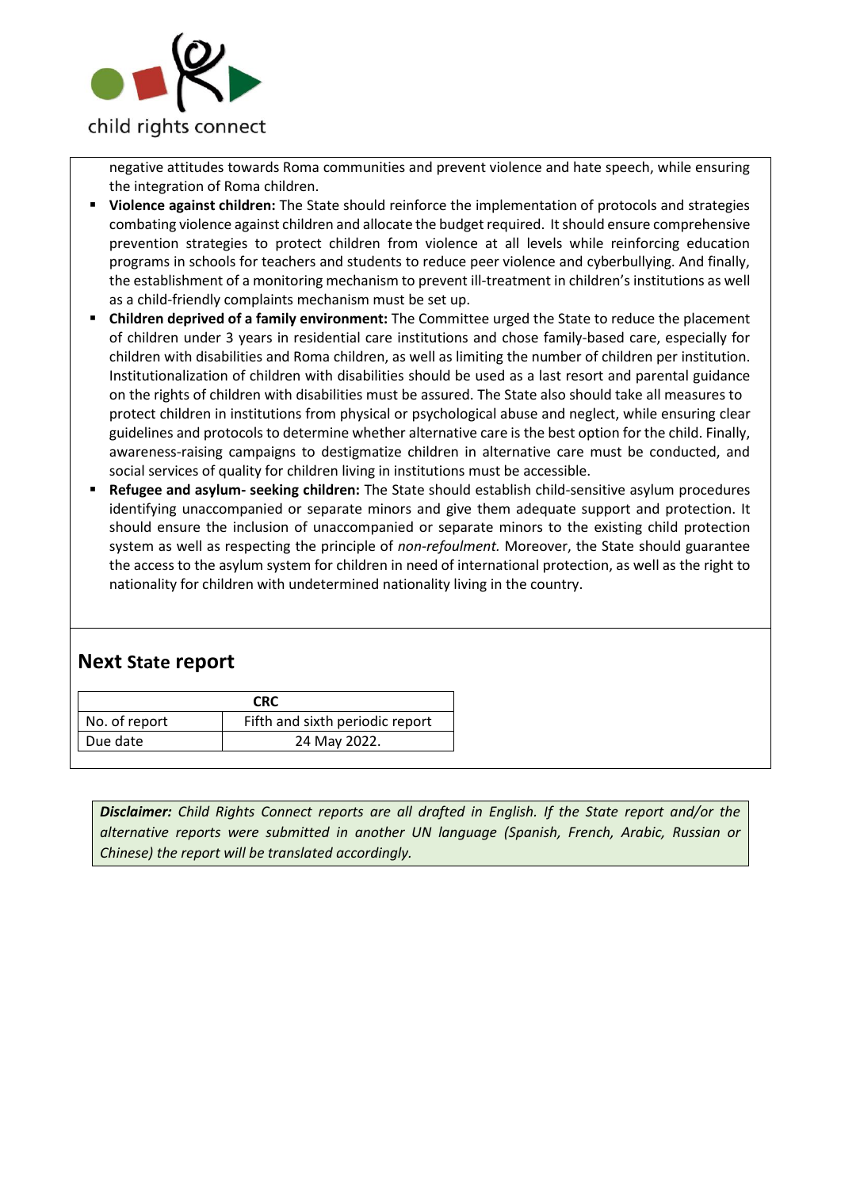negative attitudes towards Roma communities and prevent violence and hate speech, while ensuring the integration of Roma children.

- **Violence against children:** The State should reinforce the implementation of protocols and strategies combating violence against children and allocate the budget required. It should ensure comprehensive prevention strategies to protect children from violence at all levels while reinforcing education programs in schools for teachers and students to reduce peer violence and cyberbullying. And finally, the establishment of a monitoring mechanism to prevent ill-treatment in children's institutions as well as a child-friendly complaints mechanism must be set up.
- **Children deprived of a family environment:** The Committee urged the State to reduce the placement of children under 3 years in residential care institutions and chose family-based care, especially for children with disabilities and Roma children, as well as limiting the number of children per institution. Institutionalization of children with disabilities should be used as a last resort and parental guidance on the rights of children with disabilities must be assured. The State also should take all measures to protect children in institutions from physical or psychological abuse and neglect, while ensuring clear guidelines and protocols to determine whether alternative care is the best option for the child. Finally, awareness-raising campaigns to destigmatize children in alternative care must be conducted, and social services of quality for children living in institutions must be accessible.
- **Refugee and asylum- seeking children:** The State should establish child-sensitive asylum procedures identifying unaccompanied or separate minors and give them adequate support and protection. It should ensure the inclusion of unaccompanied or separate minors to the existing child protection system as well as respecting the principle of *non-refoulment.* Moreover, the State should guarantee the access to the asylum system for children in need of international protection, as well as the right to nationality for children with undetermined nationality living in the country.

## Next State report

| CRC | |
|---|---|
| No. of report | Fifth and sixth periodic report |
| Due date | 24 May 2022. |

***Disclaimer:*** *Child Rights Connect reports are all drafted in English. If the State report and/or the alternative reports were submitted in another UN language (Spanish, French, Arabic, Russian or Chinese) the report will be translated accordingly.*